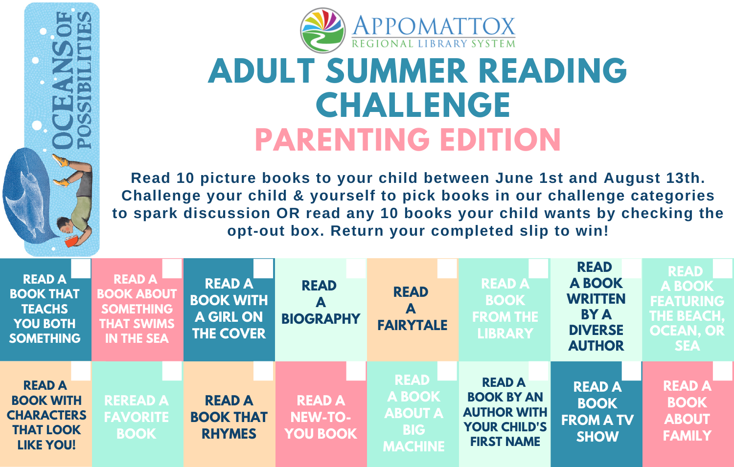OCEANS OF POSSIBILITIES

APPOMATTOX REGIONAL LIBRARY SYSTEM

# ADULT SUMMER READING CHALLENGE

## PARENTING EDITION

Read 10 picture books to your child between June 1st and August 13th. Challenge your child & yourself to pick books in our challenge categories to spark discussion OR read any 10 books your child wants by checking the opt-out box. Return your completed slip to win!

| | | | | | | | |
|---|---|---|---|---|---|---|---|
| READ A BOOK THAT TEACHS YOU BOTH SOMETHING | READ A BOOK ABOUT SOMETHING THAT SWIMS IN THE SEA | READ A BOOK WITH A GIRL ON THE COVER | READ A BIOGRAPHY | READ A FAIRYTALE | READ A BOOK FROM THE LIBRARY | READ A BOOK WRITTEN BY A DIVERSE AUTHOR | READ A BOOK FEATURING THE BEACH, OCEAN, OR SEA |
| READ A BOOK WITH CHARACTERS THAT LOOK LIKE YOU! | REREAD A FAVORITE BOOK | READ A BOOK THAT RHYMES | READ A NEW-TO-YOU BOOK | READ A BOOK ABOUT A BIG MACHINE | READ A BOOK BY AN AUTHOR WITH YOUR CHILD'S FIRST NAME | READ A BOOK FROM A TV SHOW | READ A BOOK ABOUT FAMILY |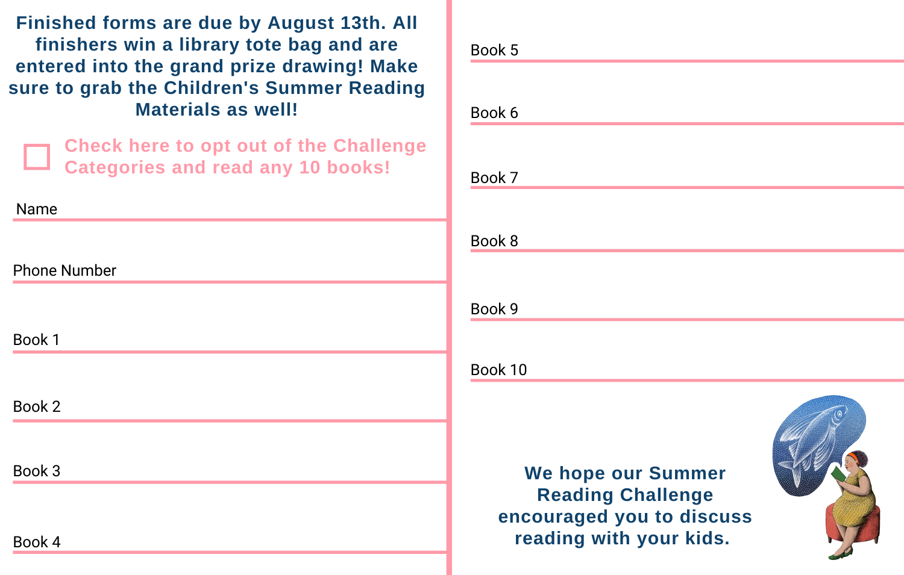**Finished forms are due by August 13th. All finishers win a library tote bag and are entered into the grand prize drawing! Make sure to grab the Children's Summer Reading Materials as well!**

☐ **Check here to opt out of the Challenge Categories and read any 10 books!**

Name ______________________________

Phone Number ______________________________

Book 1 ______________________________

Book 2 ______________________________

Book 3 ______________________________

Book 4 ______________________________

Book 5 ______________________________

Book 6 ______________________________

Book 7 ______________________________

Book 8 ______________________________

Book 9 ______________________________

Book 10 ______________________________

**We hope our Summer Reading Challenge encouraged you to discuss reading with your kids.**